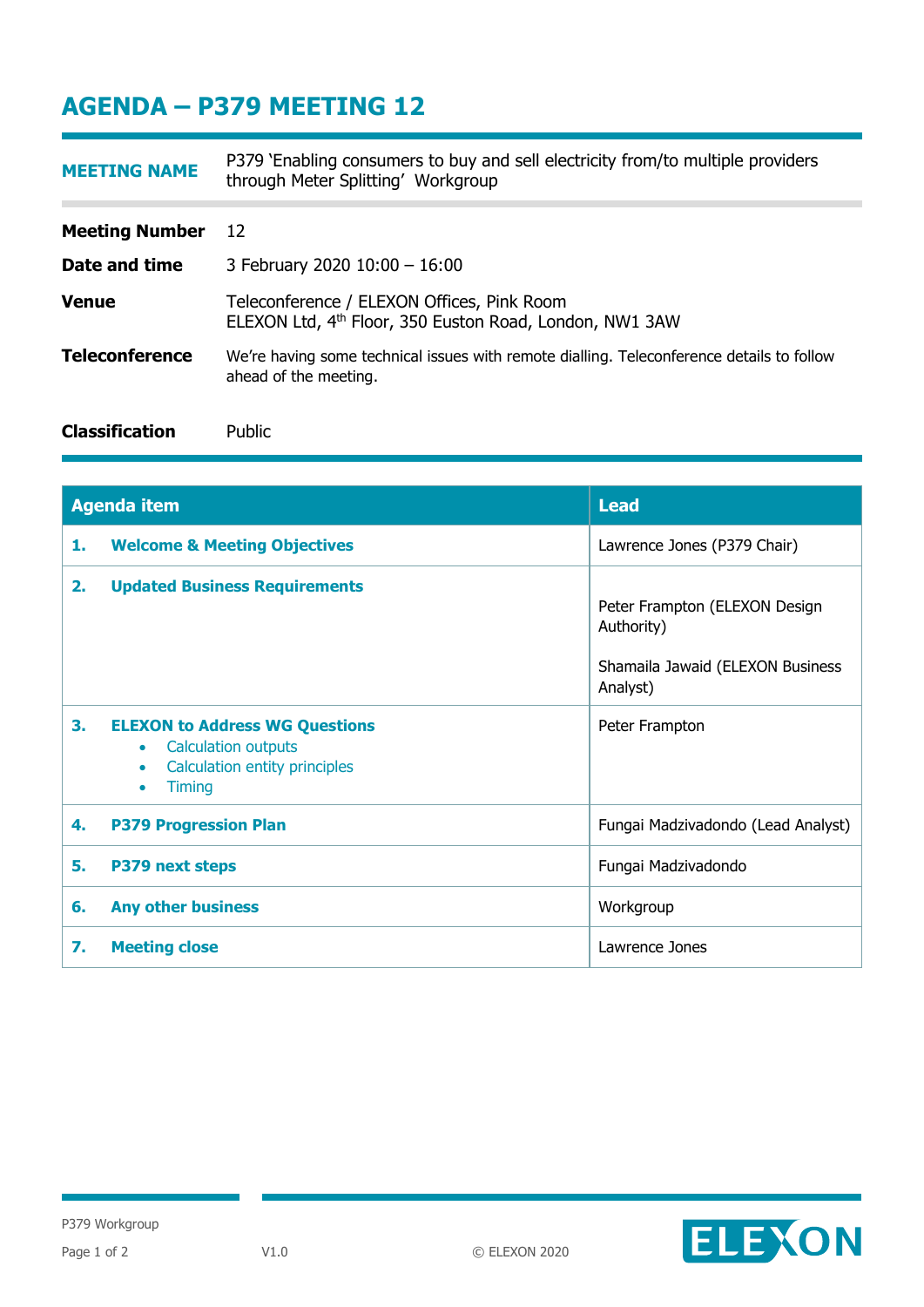# AGENDA – P379 MEETING 12

| | |
|---|---|
| **MEETING NAME** | P379 'Enabling consumers to buy and sell electricity from/to multiple providers through Meter Splitting' Workgroup |
| **Meeting Number** | 12 |
| **Date and time** | 3 February 2020 10:00 – 16:00 |
| **Venue** | Teleconference / ELEXON Offices, Pink Room<br>ELEXON Ltd, 4th Floor, 350 Euston Road, London, NW1 3AW |
| **Teleconference** | We're having some technical issues with remote dialling. Teleconference details to follow ahead of the meeting. |
| **Classification** | Public |

| Agenda item | Lead |
|---|---|
| **1. Welcome & Meeting Objectives** | Lawrence Jones (P379 Chair) |
| **2. Updated Business Requirements** | Peter Frampton (ELEXON Design Authority)<br><br>Shamaila Jawaid (ELEXON Business Analyst) |
| **3. ELEXON to Address WG Questions**<br>• Calculation outputs<br>• Calculation entity principles<br>• Timing | Peter Frampton |
| **4. P379 Progression Plan** | Fungai Madzivadondo (Lead Analyst) |
| **5. P379 next steps** | Fungai Madzivadondo |
| **6. Any other business** | Workgroup |
| **7. Meeting close** | Lawrence Jones |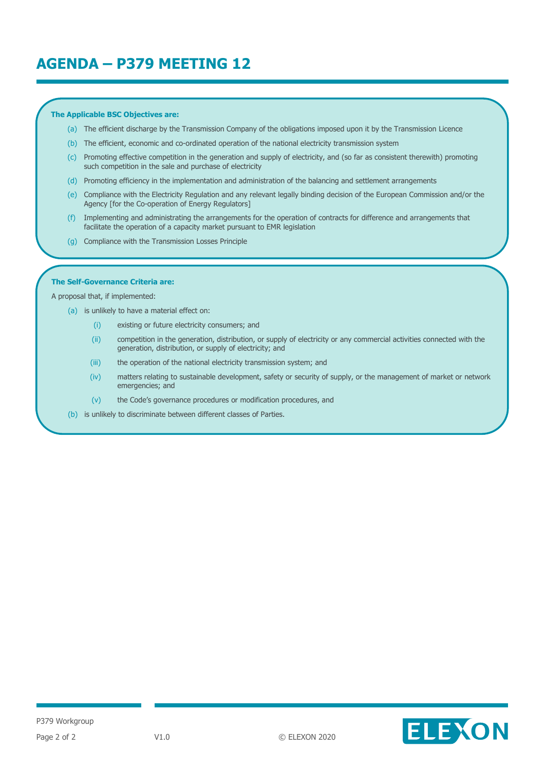# AGENDA – P379 MEETING 12

**The Applicable BSC Objectives are:**

(a) The efficient discharge by the Transmission Company of the obligations imposed upon it by the Transmission Licence

(b) The efficient, economic and co-ordinated operation of the national electricity transmission system

(c) Promoting effective competition in the generation and supply of electricity, and (so far as consistent therewith) promoting such competition in the sale and purchase of electricity

(d) Promoting efficiency in the implementation and administration of the balancing and settlement arrangements

(e) Compliance with the Electricity Regulation and any relevant legally binding decision of the European Commission and/or the Agency [for the Co-operation of Energy Regulators]

(f) Implementing and administrating the arrangements for the operation of contracts for difference and arrangements that facilitate the operation of a capacity market pursuant to EMR legislation

(g) Compliance with the Transmission Losses Principle

**The Self-Governance Criteria are:**

A proposal that, if implemented:

(a) is unlikely to have a material effect on:

- (i) existing or future electricity consumers; and
- (ii) competition in the generation, distribution, or supply of electricity or any commercial activities connected with the generation, distribution, or supply of electricity; and
- (iii) the operation of the national electricity transmission system; and
- (iv) matters relating to sustainable development, safety or security of supply, or the management of market or network emergencies; and
- (v) the Code's governance procedures or modification procedures, and

(b) is unlikely to discriminate between different classes of Parties.